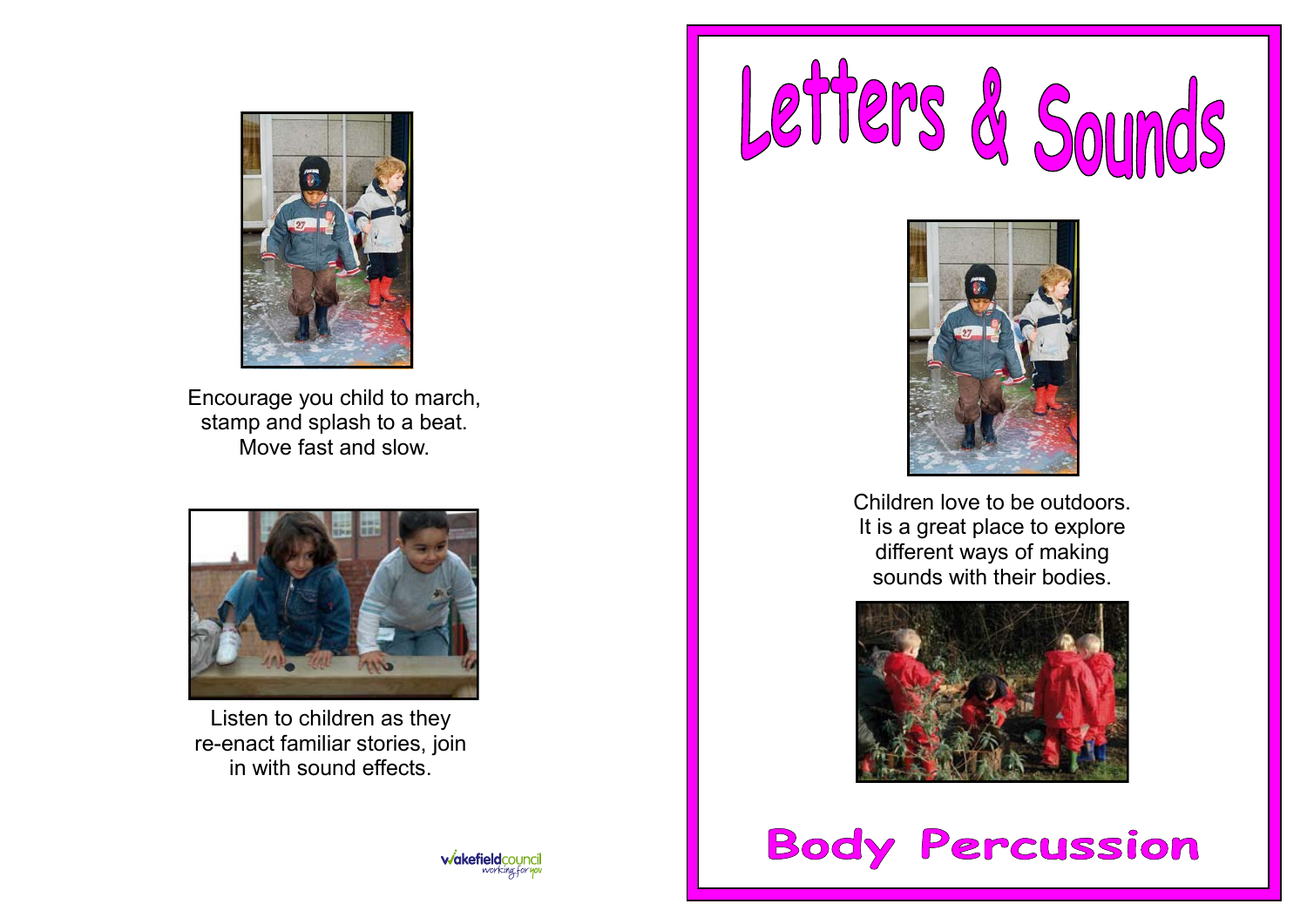Encourage you child to march, stamp and splash to a beat. Move fast and slow.

Listen to children as they re-enact familiar stories, join in with sound effects.

wakefieldcouncil working for you

# Letters & Sounds

Children love to be outdoors. It is a great place to explore different ways of making sounds with their bodies.

## Body Percussion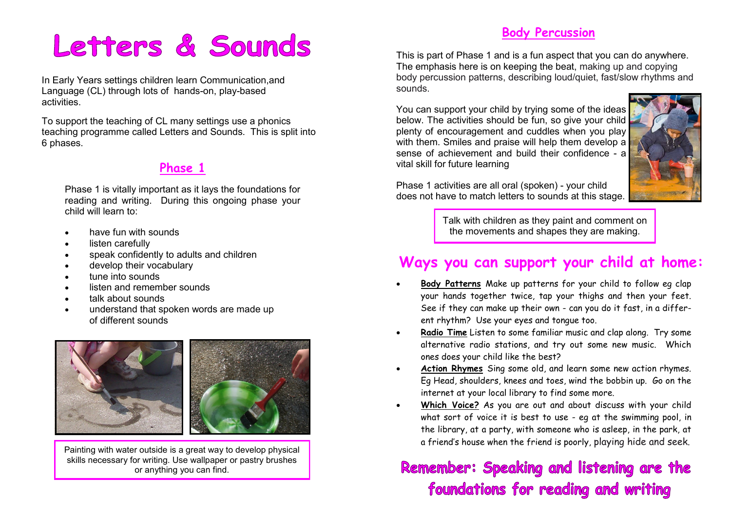# Letters & Sounds

In Early Years settings children learn Communication,and Language (CL) through lots of hands-on, play-based activities.

To support the teaching of CL many settings use a phonics teaching programme called Letters and Sounds. This is split into 6 phases.

## Phase 1

Phase 1 is vitally important as it lays the foundations for reading and writing. During this ongoing phase your child will learn to:

- have fun with sounds
- listen carefully
- speak confidently to adults and children
- develop their vocabulary
- tune into sounds
- listen and remember sounds
- talk about sounds
- understand that spoken words are made up of different sounds

Painting with water outside is a great way to develop physical skills necessary for writing. Use wallpaper or pastry brushes or anything you can find.

## Body Percussion

This is part of Phase 1 and is a fun aspect that you can do anywhere. The emphasis here is on keeping the beat, making up and copying body percussion patterns, describing loud/quiet, fast/slow rhythms and sounds.

You can support your child by trying some of the ideas below. The activities should be fun, so give your child plenty of encouragement and cuddles when you play with them. Smiles and praise will help them develop a sense of achievement and build their confidence - a vital skill for future learning

Phase 1 activities are all oral (spoken) - your child does not have to match letters to sounds at this stage.

Talk with children as they paint and comment on the movements and shapes they are making.

## Ways you can support your child at home:

- **Body Patterns** Make up patterns for your child to follow eg clap your hands together twice, tap your thighs and then your feet. See if they can make up their own - can you do it fast, in a different rhythm? Use your eyes and tongue too.
- **Radio Time** Listen to some familiar music and clap along. Try some alternative radio stations, and try out some new music. Which ones does your child like the best?
- **Action Rhymes** Sing some old, and learn some new action rhymes. Eg Head, shoulders, knees and toes, wind the bobbin up. Go on the internet at your local library to find some more.
- **Which Voice?** As you are out and about discuss with your child what sort of voice it is best to use - eg at the swimming pool, in the library, at a party, with someone who is asleep, in the park, at a friend's house when the friend is poorly, playing hide and seek.

**Remember: Speaking and listening are the foundations for reading and writing**